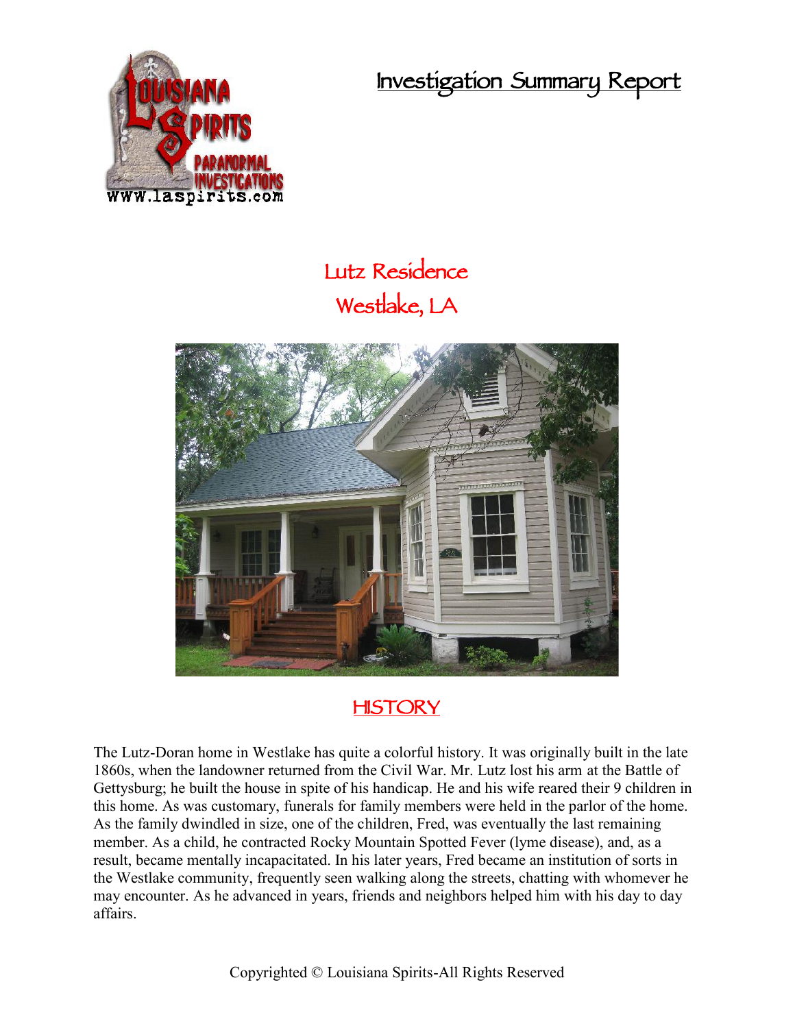# Investigation Summary Report

## Lutz Residence
## Westlake, LA

## HISTORY

The Lutz-Doran home in Westlake has quite a colorful history. It was originally built in the late 1860s, when the landowner returned from the Civil War. Mr. Lutz lost his arm at the Battle of Gettysburg; he built the house in spite of his handicap. He and his wife reared their 9 children in this home. As was customary, funerals for family members were held in the parlor of the home. As the family dwindled in size, one of the children, Fred, was eventually the last remaining member. As a child, he contracted Rocky Mountain Spotted Fever (lyme disease), and, as a result, became mentally incapacitated. In his later years, Fred became an institution of sorts in the Westlake community, frequently seen walking along the streets, chatting with whomever he may encounter. As he advanced in years, friends and neighbors helped him with his day to day affairs.

Copyrighted © Louisiana Spirits-All Rights Reserved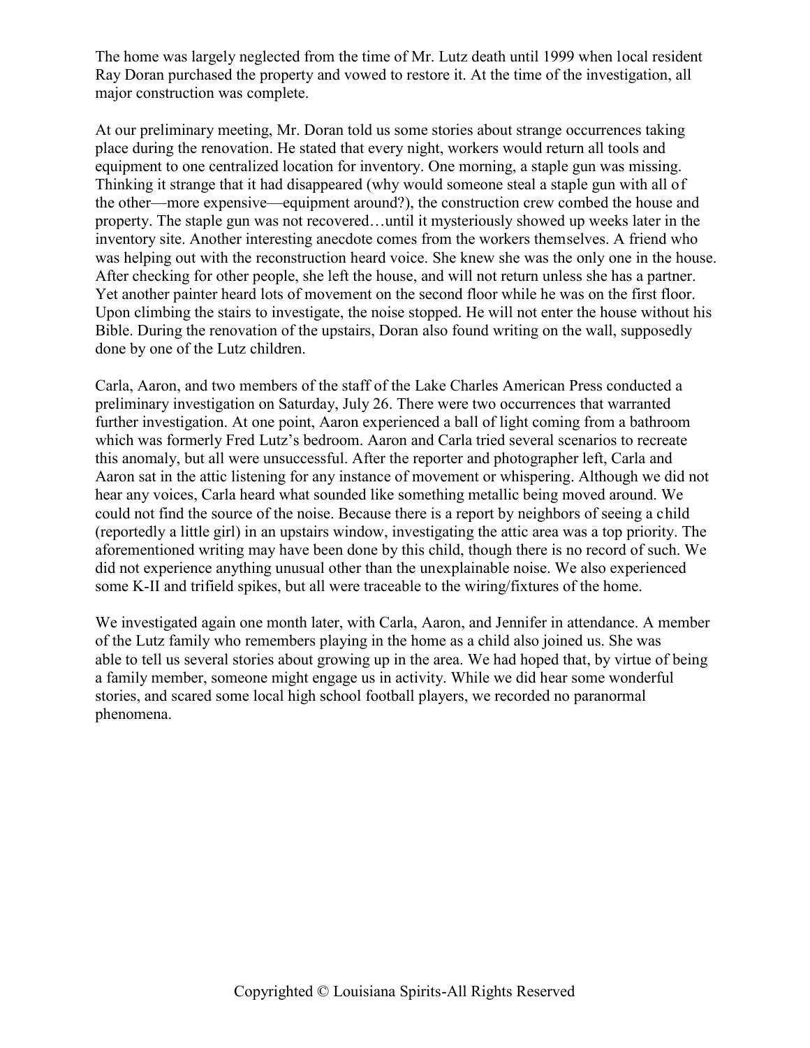The home was largely neglected from the time of Mr. Lutz death until 1999 when local resident Ray Doran purchased the property and vowed to restore it. At the time of the investigation, all major construction was complete.

At our preliminary meeting, Mr. Doran told us some stories about strange occurrences taking place during the renovation. He stated that every night, workers would return all tools and equipment to one centralized location for inventory. One morning, a staple gun was missing. Thinking it strange that it had disappeared (why would someone steal a staple gun with all of the other—more expensive—equipment around?), the construction crew combed the house and property. The staple gun was not recovered…until it mysteriously showed up weeks later in the inventory site. Another interesting anecdote comes from the workers themselves. A friend who was helping out with the reconstruction heard voice. She knew she was the only one in the house. After checking for other people, she left the house, and will not return unless she has a partner. Yet another painter heard lots of movement on the second floor while he was on the first floor. Upon climbing the stairs to investigate, the noise stopped. He will not enter the house without his Bible. During the renovation of the upstairs, Doran also found writing on the wall, supposedly done by one of the Lutz children.

Carla, Aaron, and two members of the staff of the Lake Charles American Press conducted a preliminary investigation on Saturday, July 26. There were two occurrences that warranted further investigation. At one point, Aaron experienced a ball of light coming from a bathroom which was formerly Fred Lutz's bedroom. Aaron and Carla tried several scenarios to recreate this anomaly, but all were unsuccessful. After the reporter and photographer left, Carla and Aaron sat in the attic listening for any instance of movement or whispering. Although we did not hear any voices, Carla heard what sounded like something metallic being moved around. We could not find the source of the noise. Because there is a report by neighbors of seeing a child (reportedly a little girl) in an upstairs window, investigating the attic area was a top priority. The aforementioned writing may have been done by this child, though there is no record of such. We did not experience anything unusual other than the unexplainable noise. We also experienced some K-II and trifield spikes, but all were traceable to the wiring/fixtures of the home.

We investigated again one month later, with Carla, Aaron, and Jennifer in attendance. A member of the Lutz family who remembers playing in the home as a child also joined us. She was able to tell us several stories about growing up in the area. We had hoped that, by virtue of being a family member, someone might engage us in activity. While we did hear some wonderful stories, and scared some local high school football players, we recorded no paranormal phenomena.

Copyrighted © Louisiana Spirits-All Rights Reserved